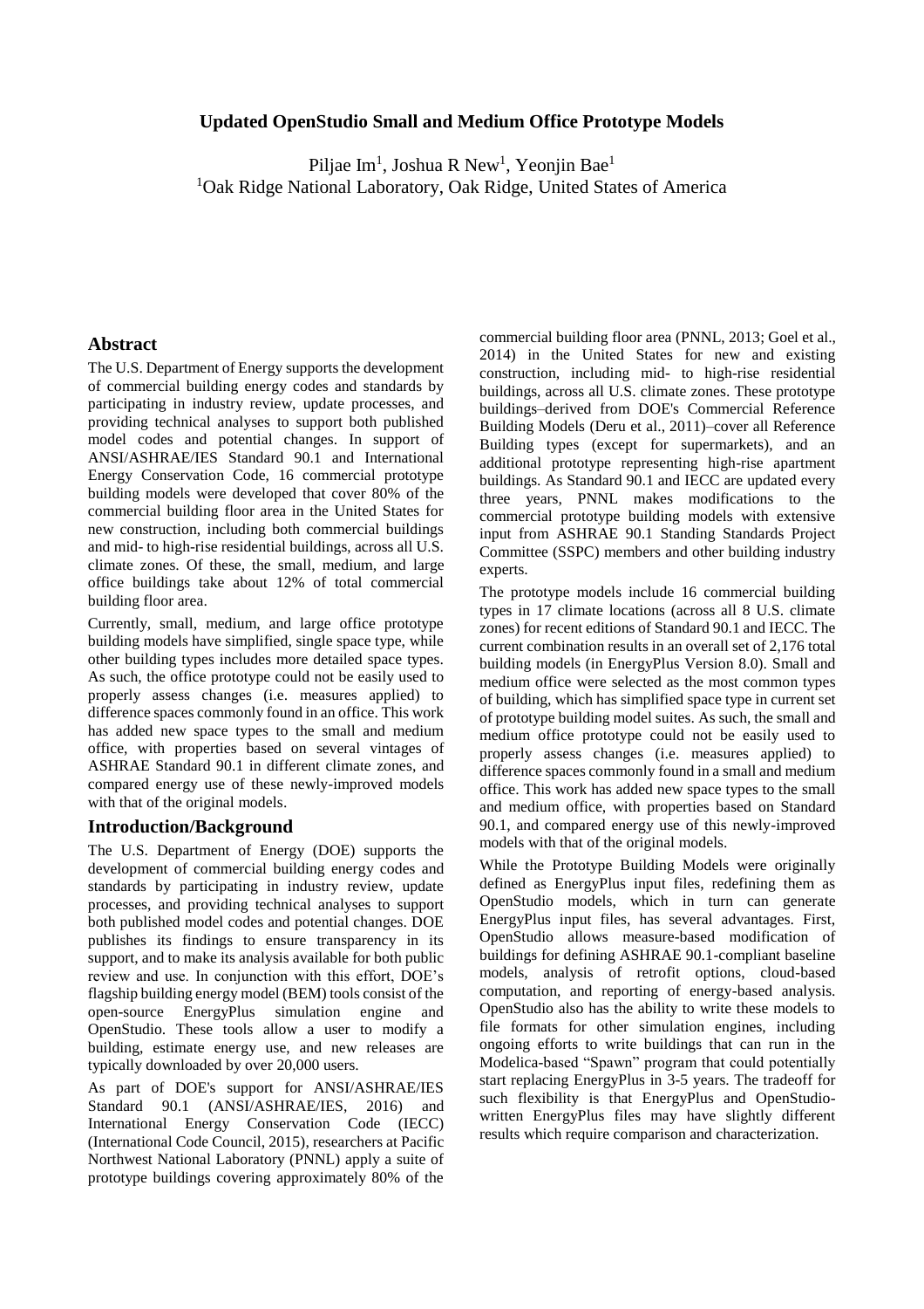# Updated OpenStudio Small and Medium Office Prototype Models

Piljae Im[1], Joshua R New[1], Yeonjin Bae[1]

[1]Oak Ridge National Laboratory, Oak Ridge, United States of America

## Abstract

The U.S. Department of Energy supports the development of commercial building energy codes and standards by participating in industry review, update processes, and providing technical analyses to support both published model codes and potential changes. In support of ANSI/ASHRAE/IES Standard 90.1 and International Energy Conservation Code, 16 commercial prototype building models were developed that cover 80% of the commercial building floor area in the United States for new construction, including both commercial buildings and mid- to high-rise residential buildings, across all U.S. climate zones. Of these, the small, medium, and large office buildings take about 12% of total commercial building floor area.

Currently, small, medium, and large office prototype building models have simplified, single space type, while other building types includes more detailed space types. As such, the office prototype could not be easily used to properly assess changes (i.e. measures applied) to difference spaces commonly found in an office. This work has added new space types to the small and medium office, with properties based on several vintages of ASHRAE Standard 90.1 in different climate zones, and compared energy use of these newly-improved models with that of the original models.

## Introduction/Background

The U.S. Department of Energy (DOE) supports the development of commercial building energy codes and standards by participating in industry review, update processes, and providing technical analyses to support both published model codes and potential changes. DOE publishes its findings to ensure transparency in its support, and to make its analysis available for both public review and use. In conjunction with this effort, DOE's flagship building energy model (BEM) tools consist of the open-source EnergyPlus simulation engine and OpenStudio. These tools allow a user to modify a building, estimate energy use, and new releases are typically downloaded by over 20,000 users.

As part of DOE's support for ANSI/ASHRAE/IES Standard 90.1 (ANSI/ASHRAE/IES, 2016) and International Energy Conservation Code (IECC) (International Code Council, 2015), researchers at Pacific Northwest National Laboratory (PNNL) apply a suite of prototype buildings covering approximately 80% of the commercial building floor area (PNNL, 2013; Goel et al., 2014) in the United States for new and existing construction, including mid- to high-rise residential buildings, across all U.S. climate zones. These prototype buildings–derived from DOE's Commercial Reference Building Models (Deru et al., 2011)–cover all Reference Building types (except for supermarkets), and an additional prototype representing high-rise apartment buildings. As Standard 90.1 and IECC are updated every three years, PNNL makes modifications to the commercial prototype building models with extensive input from ASHRAE 90.1 Standing Standards Project Committee (SSPC) members and other building industry experts.

The prototype models include 16 commercial building types in 17 climate locations (across all 8 U.S. climate zones) for recent editions of Standard 90.1 and IECC. The current combination results in an overall set of 2,176 total building models (in EnergyPlus Version 8.0). Small and medium office were selected as the most common types of building, which has simplified space type in current set of prototype building model suites. As such, the small and medium office prototype could not be easily used to properly assess changes (i.e. measures applied) to difference spaces commonly found in a small and medium office. This work has added new space types to the small and medium office, with properties based on Standard 90.1, and compared energy use of this newly-improved models with that of the original models.

While the Prototype Building Models were originally defined as EnergyPlus input files, redefining them as OpenStudio models, which in turn can generate EnergyPlus input files, has several advantages. First, OpenStudio allows measure-based modification of buildings for defining ASHRAE 90.1-compliant baseline models, analysis of retrofit options, cloud-based computation, and reporting of energy-based analysis. OpenStudio also has the ability to write these models to file formats for other simulation engines, including ongoing efforts to write buildings that can run in the Modelica-based "Spawn" program that could potentially start replacing EnergyPlus in 3-5 years. The tradeoff for such flexibility is that EnergyPlus and OpenStudio-written EnergyPlus files may have slightly different results which require comparison and characterization.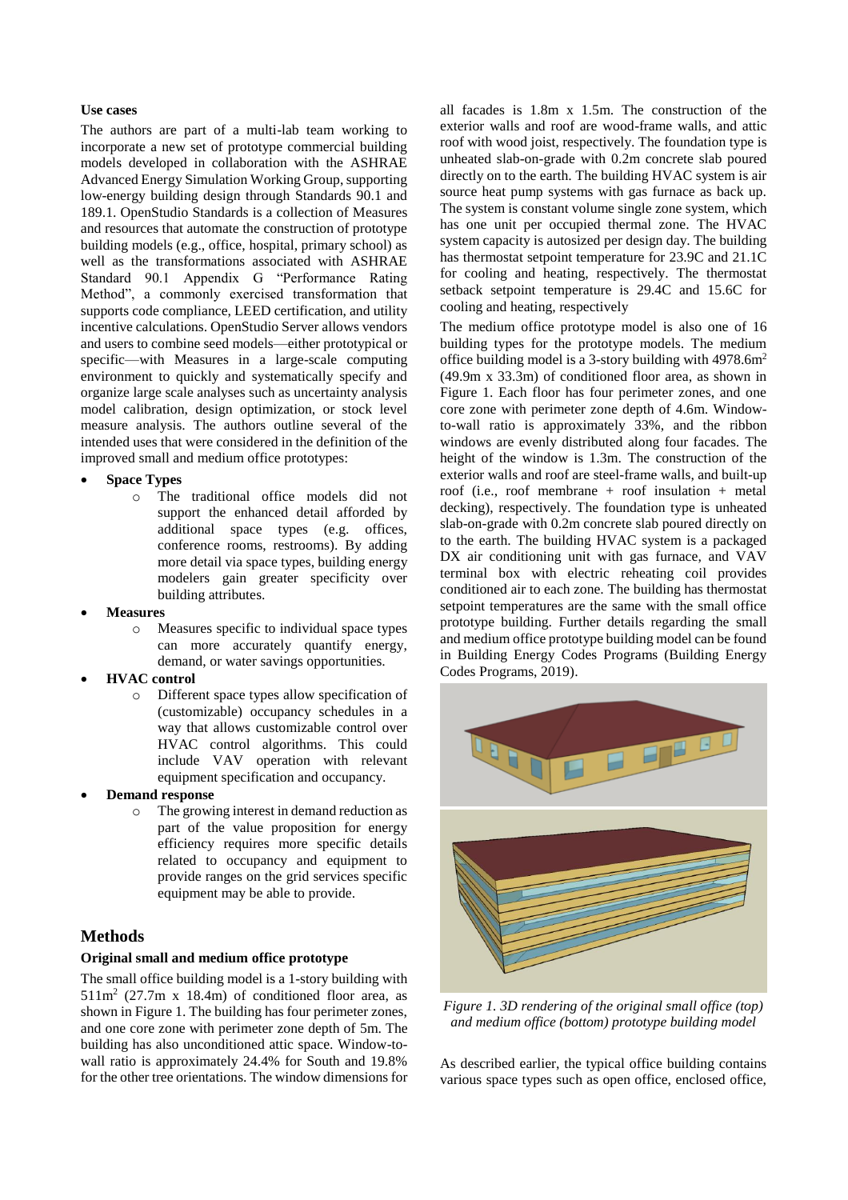**Use cases**

The authors are part of a multi-lab team working to incorporate a new set of prototype commercial building models developed in collaboration with the ASHRAE Advanced Energy Simulation Working Group, supporting low-energy building design through Standards 90.1 and 189.1. OpenStudio Standards is a collection of Measures and resources that automate the construction of prototype building models (e.g., office, hospital, primary school) as well as the transformations associated with ASHRAE Standard 90.1 Appendix G "Performance Rating Method", a commonly exercised transformation that supports code compliance, LEED certification, and utility incentive calculations. OpenStudio Server allows vendors and users to combine seed models—either prototypical or specific—with Measures in a large-scale computing environment to quickly and systematically specify and organize large scale analyses such as uncertainty analysis model calibration, design optimization, or stock level measure analysis. The authors outline several of the intended uses that were considered in the definition of the improved small and medium office prototypes:

- **Space Types**
  - The traditional office models did not support the enhanced detail afforded by additional space types (e.g. offices, conference rooms, restrooms). By adding more detail via space types, building energy modelers gain greater specificity over building attributes.
- **Measures**
  - Measures specific to individual space types can more accurately quantify energy, demand, or water savings opportunities.
- **HVAC control**
  - Different space types allow specification of (customizable) occupancy schedules in a way that allows customizable control over HVAC control algorithms. This could include VAV operation with relevant equipment specification and occupancy.
- **Demand response**
  - The growing interest in demand reduction as part of the value proposition for energy efficiency requires more specific details related to occupancy and equipment to provide ranges on the grid services specific equipment may be able to provide.

## Methods

### Original small and medium office prototype

The small office building model is a 1-story building with 511m$^2$ (27.7m x 18.4m) of conditioned floor area, as shown in Figure 1. The building has four perimeter zones, and one core zone with perimeter zone depth of 5m. The building has also unconditioned attic space. Window-to-wall ratio is approximately 24.4% for South and 19.8% for the other tree orientations. The window dimensions for all facades is 1.8m x 1.5m. The construction of the exterior walls and roof are wood-frame walls, and attic roof with wood joist, respectively. The foundation type is unheated slab-on-grade with 0.2m concrete slab poured directly on to the earth. The building HVAC system is air source heat pump systems with gas furnace as back up. The system is constant volume single zone system, which has one unit per occupied thermal zone. The HVAC system capacity is autosized per design day. The building has thermostat setpoint temperature for 23.9C and 21.1C for cooling and heating, respectively. The thermostat setback setpoint temperature is 29.4C and 15.6C for cooling and heating, respectively

The medium office prototype model is also one of 16 building types for the prototype models. The medium office building model is a 3-story building with 4978.6m$^2$ (49.9m x 33.3m) of conditioned floor area, as shown in Figure 1. Each floor has four perimeter zones, and one core zone with perimeter zone depth of 4.6m. Window-to-wall ratio is approximately 33%, and the ribbon windows are evenly distributed along four facades. The height of the window is 1.3m. The construction of the exterior walls and roof are steel-frame walls, and built-up roof (i.e., roof membrane + roof insulation + metal decking), respectively. The foundation type is unheated slab-on-grade with 0.2m concrete slab poured directly on to the earth. The building HVAC system is a packaged DX air conditioning unit with gas furnace, and VAV terminal box with electric reheating coil provides conditioned air to each zone. The building has thermostat setpoint temperatures are the same with the small office prototype building. Further details regarding the small and medium office prototype building model can be found in Building Energy Codes Programs (Building Energy Codes Programs, 2019).

*Figure 1. 3D rendering of the original small office (top) and medium office (bottom) prototype building model*

As described earlier, the typical office building contains various space types such as open office, enclosed office,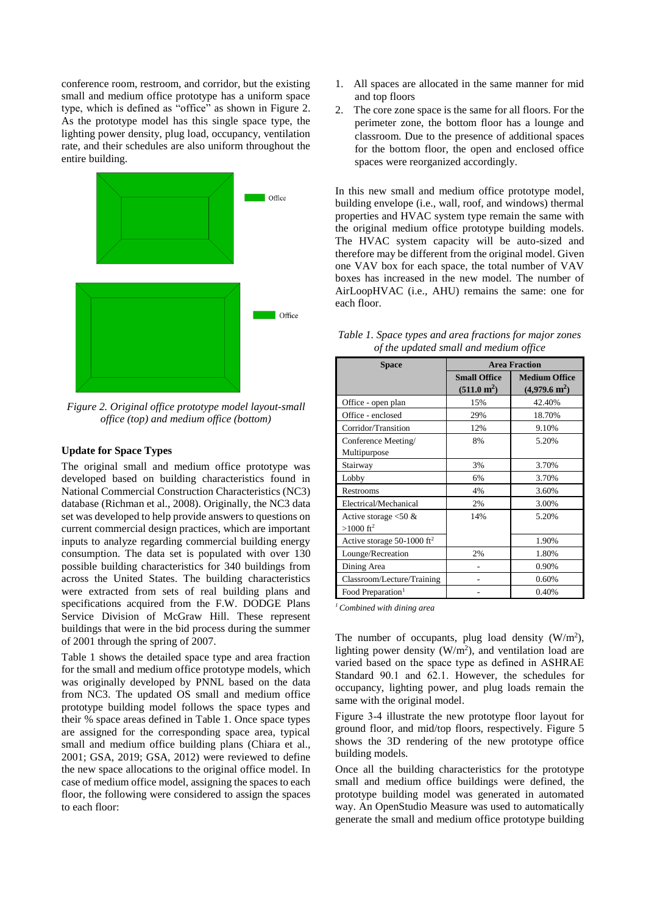conference room, restroom, and corridor, but the existing small and medium office prototype has a uniform space type, which is defined as "office" as shown in Figure 2. As the prototype model has this single space type, the lighting power density, plug load, occupancy, ventilation rate, and their schedules are also uniform throughout the entire building.

*Figure 2. Original office prototype model layout-small office (top) and medium office (bottom)*

### Update for Space Types

The original small and medium office prototype was developed based on building characteristics found in National Commercial Construction Characteristics (NC3) database (Richman et al., 2008). Originally, the NC3 data set was developed to help provide answers to questions on current commercial design practices, which are important inputs to analyze regarding commercial building energy consumption. The data set is populated with over 130 possible building characteristics for 340 buildings from across the United States. The building characteristics were extracted from sets of real building plans and specifications acquired from the F.W. DODGE Plans Service Division of McGraw Hill. These represent buildings that were in the bid process during the summer of 2001 through the spring of 2007.

Table 1 shows the detailed space type and area fraction for the small and medium office prototype models, which was originally developed by PNNL based on the data from NC3. The updated OS small and medium office prototype building model follows the space types and their % space areas defined in Table 1. Once space types are assigned for the corresponding space area, typical small and medium office building plans (Chiara et al., 2001; GSA, 2019; GSA, 2012) were reviewed to define the new space allocations to the original office model. In case of medium office model, assigning the spaces to each floor, the following were considered to assign the spaces to each floor:

1. All spaces are allocated in the same manner for mid and top floors
2. The core zone space is the same for all floors. For the perimeter zone, the bottom floor has a lounge and classroom. Due to the presence of additional spaces for the bottom floor, the open and enclosed office spaces were reorganized accordingly.

In this new small and medium office prototype model, building envelope (i.e., wall, roof, and windows) thermal properties and HVAC system type remain the same with the original medium office prototype building models. The HVAC system capacity will be auto-sized and therefore may be different from the original model. Given one VAV box for each space, the total number of VAV boxes has increased in the new model. The number of AirLoopHVAC (i.e., AHU) remains the same: one for each floor.

*Table 1. Space types and area fractions for major zones of the updated small and medium office*

| Space | Area Fraction | |
|---|---|---|
| | **Small Office ($511.0$ m$^2$)** | **Medium Office ($4{,}979.6$ m$^2$)** |
| Office - open plan | 15% | 42.40% |
| Office - enclosed | 29% | 18.70% |
| Corridor/Transition | 12% | 9.10% |
| Conference Meeting/ Multipurpose | 8% | 5.20% |
| Stairway | 3% | 3.70% |
| Lobby | 6% | 3.70% |
| Restrooms | 4% | 3.60% |
| Electrical/Mechanical | 2% | 3.00% |
| Active storage <50 & >1000 ft$^2$ | 14% | 5.20% |
| Active storage 50-1000 ft$^2$ | | 1.90% |
| Lounge/Recreation | 2% | 1.80% |
| Dining Area | - | 0.90% |
| Classroom/Lecture/Training | - | 0.60% |
| Food Preparation[1] | - | 0.40% |

*[1] Combined with dining area*

The number of occupants, plug load density (W/m$^2$), lighting power density (W/m$^2$), and ventilation load are varied based on the space type as defined in ASHRAE Standard 90.1 and 62.1. However, the schedules for occupancy, lighting power, and plug loads remain the same with the original model.

Figure 3-4 illustrate the new prototype floor layout for ground floor, and mid/top floors, respectively. Figure 5 shows the 3D rendering of the new prototype office building models.

Once all the building characteristics for the prototype small and medium office buildings were defined, the prototype building model was generated in automated way. An OpenStudio Measure was used to automatically generate the small and medium office prototype building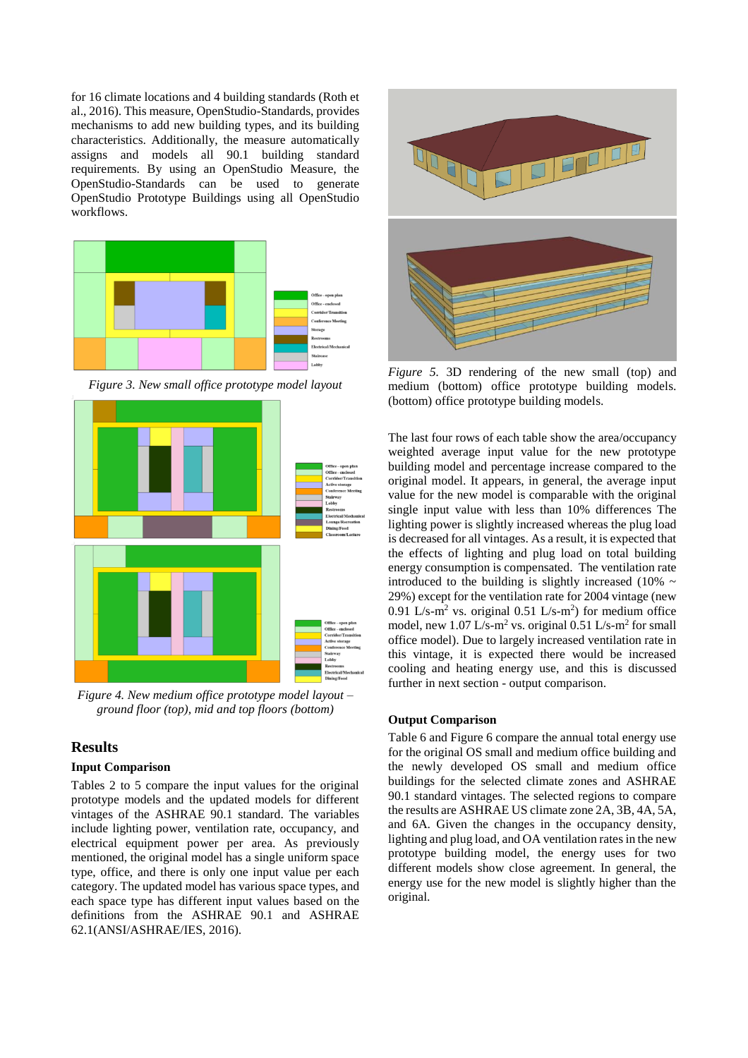for 16 climate locations and 4 building standards (Roth et al., 2016). This measure, OpenStudio-Standards, provides mechanisms to add new building types, and its building characteristics. Additionally, the measure automatically assigns and models all 90.1 building standard requirements. By using an OpenStudio Measure, the OpenStudio-Standards can be used to generate OpenStudio Prototype Buildings using all OpenStudio workflows.

*Figure 3. New small office prototype model layout*

*Figure 4. New medium office prototype model layout – ground floor (top), mid and top floors (bottom)*

## Results

### Input Comparison

Tables 2 to 5 compare the input values for the original prototype models and the updated models for different vintages of the ASHRAE 90.1 standard. The variables include lighting power, ventilation rate, occupancy, and electrical equipment power per area. As previously mentioned, the original model has a single uniform space type, office, and there is only one input value per each category. The updated model has various space types, and each space type has different input values based on the definitions from the ASHRAE 90.1 and ASHRAE 62.1(ANSI/ASHRAE/IES, 2016).

*Figure 5.* 3D rendering of the new small (top) and medium (bottom) office prototype building models. (bottom) office prototype building models.

The last four rows of each table show the area/occupancy weighted average input value for the new prototype building model and percentage increase compared to the original model. It appears, in general, the average input value for the new model is comparable with the original single input value with less than 10% differences The lighting power is slightly increased whereas the plug load is decreased for all vintages. As a result, it is expected that the effects of lighting and plug load on total building energy consumption is compensated. The ventilation rate introduced to the building is slightly increased (10% ~ 29%) except for the ventilation rate for 2004 vintage (new 0.91 L/s-m$^2$ vs. original 0.51 L/s-m$^2$) for medium office model, new 1.07 L/s-m$^2$ vs. original 0.51 L/s-m$^2$ for small office model). Due to largely increased ventilation rate in this vintage, it is expected there would be increased cooling and heating energy use, and this is discussed further in next section - output comparison.

### Output Comparison

Table 6 and Figure 6 compare the annual total energy use for the original OS small and medium office building and the newly developed OS small and medium office buildings for the selected climate zones and ASHRAE 90.1 standard vintages. The selected regions to compare the results are ASHRAE US climate zone 2A, 3B, 4A, 5A, and 6A. Given the changes in the occupancy density, lighting and plug load, and OA ventilation rates in the new prototype building model, the energy uses for two different models show close agreement. In general, the energy use for the new model is slightly higher than the original.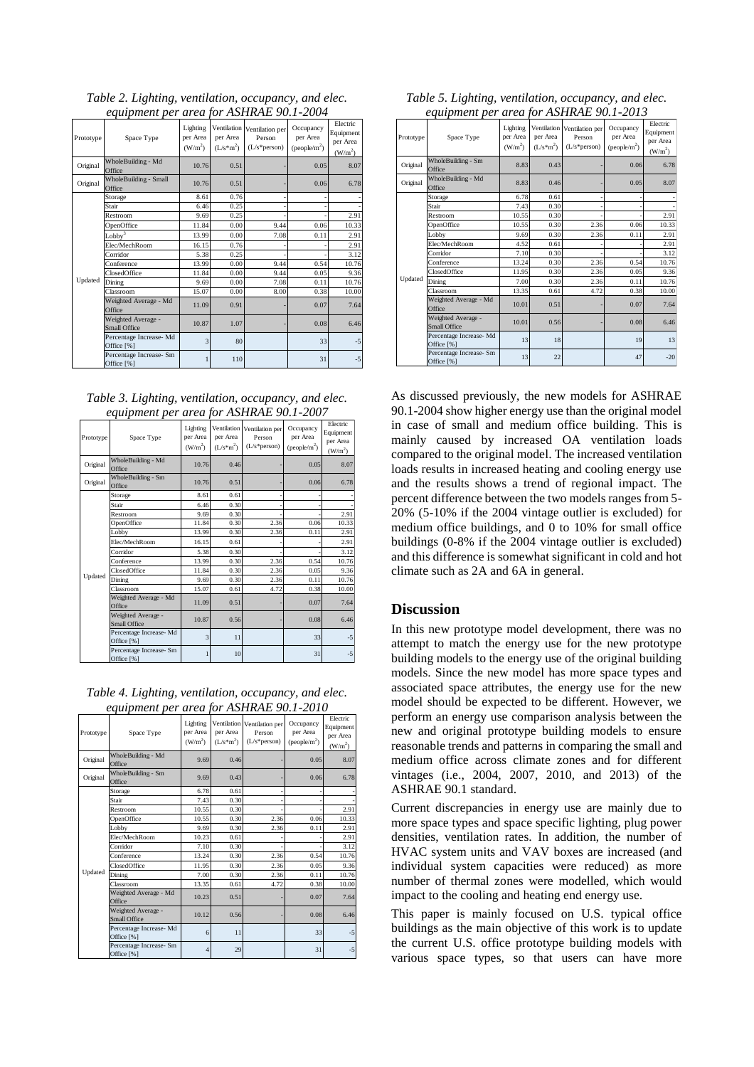*Table 2. Lighting, ventilation, occupancy, and elec. equipment per area for ASHRAE 90.1-2004*

| Prototype | Space Type | Lighting per Area (W/m²) | Ventilation per Area (L/s*m²) | Ventilation per Person (L/s*person) | Occupancy per Area (people/m²) | Electric Equipment per Area (W/m²) |
|---|---|---|---|---|---|---|
| Original | WholeBuilding - Md Office | 10.76 | 0.51 | - | 0.05 | 8.07 |
| Original | WholeBuilding - Small Office | 10.76 | 0.51 | - | 0.06 | 6.78 |
| Updated | Storage | 8.61 | 0.76 | - | - | - |
| | Stair | 6.46 | 0.25 | - | - | - |
| | Restroom | 9.69 | 0.25 | - | - | 2.91 |
| | OpenOffice | 11.84 | 0.00 | 9.44 | 0.06 | 10.33 |
| | Lobby[3] | 13.99 | 0.00 | 7.08 | 0.11 | 2.91 |
| | Elec/MechRoom | 16.15 | 0.76 | - | - | 2.91 |
| | Corridor | 5.38 | 0.25 | - | - | 3.12 |
| | Conference | 13.99 | 0.00 | 9.44 | 0.54 | 10.76 |
| | ClosedOffice | 11.84 | 0.00 | 9.44 | 0.05 | 9.36 |
| | Dining | 9.69 | 0.00 | 7.08 | 0.11 | 10.76 |
| | Classroom | 15.07 | 0.00 | 8.00 | 0.38 | 10.00 |
| | Weighted Average - Md Office | 11.09 | 0.91 | - | 0.07 | 7.64 |
| | Weighted Average - Small Office | 10.87 | 1.07 | - | 0.08 | 6.46 |
| | Percentage Increase- Md Office [%] | 3 | 80 | | 33 | -5 |
| | Percentage Increase- Sm Office [%] | 1 | 110 | | 31 | -5 |

*Table 3. Lighting, ventilation, occupancy, and elec. equipment per area for ASHRAE 90.1-2007*

| Prototype | Space Type | Lighting per Area (W/m²) | Ventilation per Area (L/s*m²) | Ventilation per Person (L/s*person) | Occupancy per Area (people/m²) | Electric Equipment per Area (W/m²) |
|---|---|---|---|---|---|---|
| Original | WholeBuilding - Md Office | 10.76 | 0.46 | - | 0.05 | 8.07 |
| Original | WholeBuilding - Sm Office | 10.76 | 0.51 | - | 0.06 | 6.78 |
| Updated | Storage | 8.61 | 0.61 | - | - | - |
| | Stair | 6.46 | 0.30 | - | - | - |
| | Restroom | 9.69 | 0.30 | - | - | 2.91 |
| | OpenOffice | 11.84 | 0.30 | 2.36 | 0.06 | 10.33 |
| | Lobby | 13.99 | 0.30 | 2.36 | 0.11 | 2.91 |
| | Elec/MechRoom | 16.15 | 0.61 | - | - | 2.91 |
| | Corridor | 5.38 | 0.30 | - | - | 3.12 |
| | Conference | 13.99 | 0.30 | 2.36 | 0.54 | 10.76 |
| | ClosedOffice | 11.84 | 0.30 | 2.36 | 0.05 | 9.36 |
| | Dining | 9.69 | 0.30 | 2.36 | 0.11 | 10.76 |
| | Classroom | 15.07 | 0.61 | 4.72 | 0.38 | 10.00 |
| | Weighted Average - Md Office | 11.09 | 0.51 | - | 0.07 | 7.64 |
| | Weighted Average - Small Office | 10.87 | 0.56 | - | 0.08 | 6.46 |
| | Percentage Increase- Md Office [%] | 3 | 11 | | 33 | -5 |
| | Percentage Increase- Sm Office [%] | 1 | 10 | | 31 | -5 |

*Table 4. Lighting, ventilation, occupancy, and elec. equipment per area for ASHRAE 90.1-2010*

| Prototype | Space Type | Lighting per Area (W/m²) | Ventilation per Area (L/s*m²) | Ventilation per Person (L/s*person) | Occupancy per Area (people/m²) | Electric Equipment per Area (W/m²) |
|---|---|---|---|---|---|---|
| Original | WholeBuilding - Md Office | 9.69 | 0.46 | - | 0.05 | 8.07 |
| Original | WholeBuilding - Sm Office | 9.69 | 0.43 | - | 0.06 | 6.78 |
| Updated | Storage | 6.78 | 0.61 | - | - | - |
| | Stair | 7.43 | 0.30 | - | - | - |
| | Restroom | 10.55 | 0.30 | - | - | 2.91 |
| | OpenOffice | 10.55 | 0.30 | 2.36 | 0.06 | 10.33 |
| | Lobby | 9.69 | 0.30 | 2.36 | 0.11 | 2.91 |
| | Elec/MechRoom | 10.23 | 0.61 | - | - | 2.91 |
| | Corridor | 7.10 | 0.30 | - | - | 3.12 |
| | Conference | 13.24 | 0.30 | 2.36 | 0.54 | 10.76 |
| | ClosedOffice | 11.95 | 0.30 | 2.36 | 0.05 | 9.36 |
| | Dining | 7.00 | 0.30 | 2.36 | 0.11 | 10.76 |
| | Classroom | 13.35 | 0.61 | 4.72 | 0.38 | 10.00 |
| | Weighted Average - Md Office | 10.23 | 0.51 | - | 0.07 | 7.64 |
| | Weighted Average - Small Office | 10.12 | 0.56 | - | 0.08 | 6.46 |
| | Percentage Increase- Md Office [%] | 6 | 11 | | 33 | -5 |
| | Percentage Increase- Sm Office [%] | 4 | 29 | | 31 | -5 |

*Table 5. Lighting, ventilation, occupancy, and elec. equipment per area for ASHRAE 90.1-2013*

| Prototype | Space Type | Lighting per Area (W/m²) | Ventilation per Area (L/s*m²) | Ventilation per Person (L/s*person) | Occupancy per Area (people/m²) | Electric Equipment per Area (W/m²) |
|---|---|---|---|---|---|---|
| Original | WholeBuilding - Sm Office | 8.83 | 0.43 | - | 0.06 | 6.78 |
| Original | WholeBuilding - Md Office | 8.83 | 0.46 | - | 0.05 | 8.07 |
| Updated | Storage | 6.78 | 0.61 | - | - | - |
| | Stair | 7.43 | 0.30 | - | - | - |
| | Restroom | 10.55 | 0.30 | - | - | 2.91 |
| | OpenOffice | 10.55 | 0.30 | 2.36 | 0.06 | 10.33 |
| | Lobby | 9.69 | 0.30 | 2.36 | 0.11 | 2.91 |
| | Elec/MechRoom | 4.52 | 0.61 | - | - | 2.91 |
| | Corridor | 7.10 | 0.30 | - | - | 3.12 |
| | Conference | 13.24 | 0.30 | 2.36 | 0.54 | 10.76 |
| | ClosedOffice | 11.95 | 0.30 | 2.36 | 0.05 | 9.36 |
| | Dining | 7.00 | 0.30 | 2.36 | 0.11 | 10.76 |
| | Classroom | 13.35 | 0.61 | 4.72 | 0.38 | 10.00 |
| | Weighted Average - Md Office | 10.01 | 0.51 | - | 0.07 | 7.64 |
| | Weighted Average - Small Office | 10.01 | 0.56 | - | 0.08 | 6.46 |
| | Percentage Increase- Md Office [%] | 13 | 18 | | 19 | 13 |
| | Percentage Increase- Sm Office [%] | 13 | 22 | | 47 | -20 |

As discussed previously, the new models for ASHRAE 90.1-2004 show higher energy use than the original model in case of small and medium office building. This is mainly caused by increased OA ventilation loads compared to the original model. The increased ventilation loads results in increased heating and cooling energy use and the results shows a trend of regional impact. The percent difference between the two models ranges from 5-20% (5-10% if the 2004 vintage outlier is excluded) for medium office buildings, and 0 to 10% for small office buildings (0-8% if the 2004 vintage outlier is excluded) and this difference is somewhat significant in cold and hot climate such as 2A and 6A in general.

## Discussion

In this new prototype model development, there was no attempt to match the energy use for the new prototype building models to the energy use of the original building models. Since the new model has more space types and associated space attributes, the energy use for the new model should be expected to be different. However, we perform an energy use comparison analysis between the new and original prototype building models to ensure reasonable trends and patterns in comparing the small and medium office across climate zones and for different vintages (i.e., 2004, 2007, 2010, and 2013) of the ASHRAE 90.1 standard.

Current discrepancies in energy use are mainly due to more space types and space specific lighting, plug power densities, ventilation rates. In addition, the number of HVAC system units and VAV boxes are increased (and individual system capacities were reduced) as more number of thermal zones were modelled, which would impact to the cooling and heating end energy use.

This paper is mainly focused on U.S. typical office buildings as the main objective of this work is to update the current U.S. office prototype building models with various space types, so that users can have more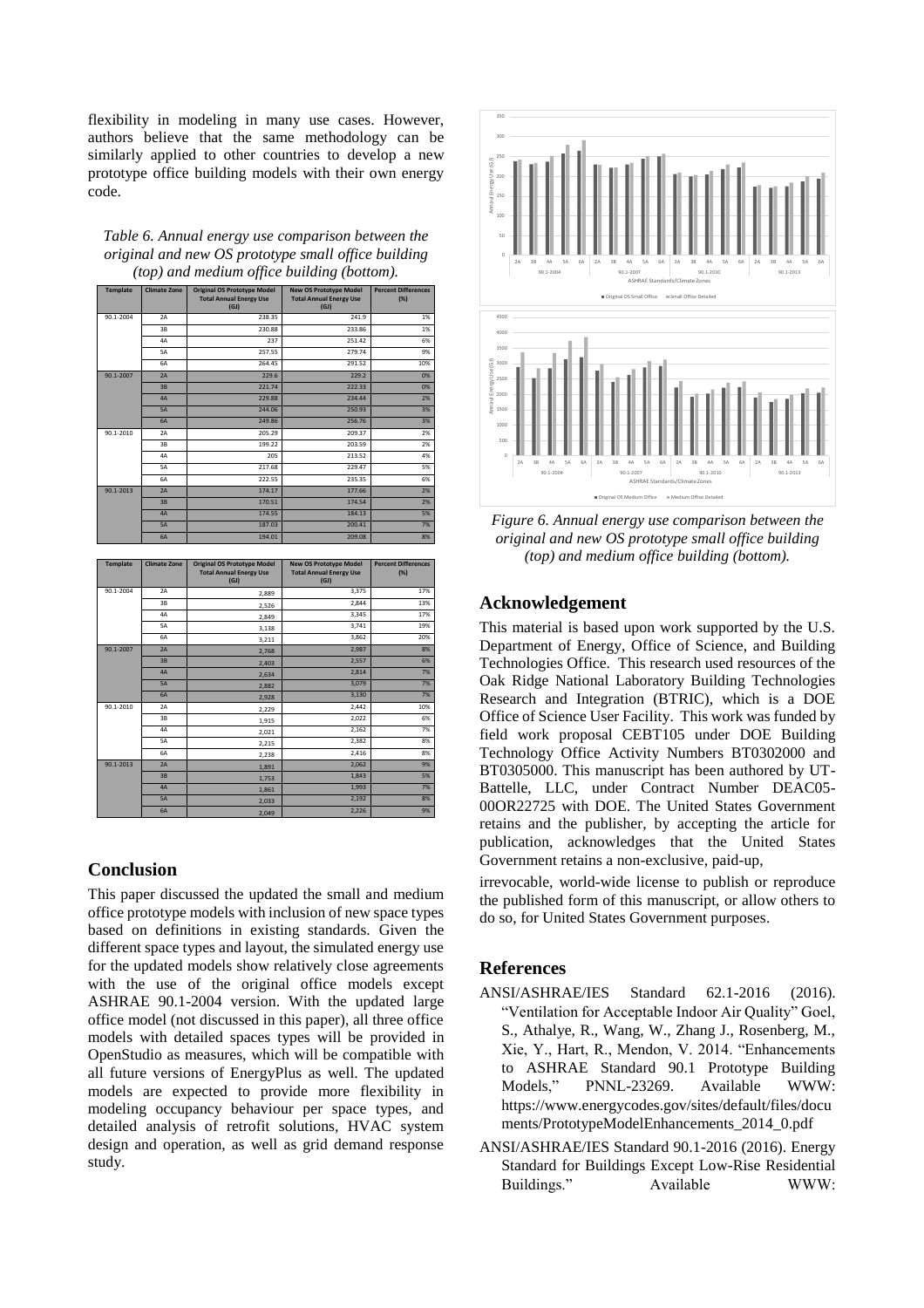flexibility in modeling in many use cases. However, authors believe that the same methodology can be similarly applied to other countries to develop a new prototype office building models with their own energy code.

*Table 6. Annual energy use comparison between the original and new OS prototype small office building (top) and medium office building (bottom).*

| Template | Climate Zone | Original OS Prototype Model Total Annual Energy Use (GJ) | New OS Prototype Model Total Annual Energy Use (GJ) | Percent Differences (%) |
|---|---|---|---|---|
| 90.1-2004 | 2A | 238.35 | 241.9 | 1% |
| | 3B | 230.88 | 233.86 | 1% |
| | 4A | 237 | 251.42 | 6% |
| | 5A | 257.55 | 279.74 | 9% |
| | 6A | 264.45 | 291.52 | 10% |
| 90.1-2007 | 2A | 229.6 | 229.2 | 0% |
| | 3B | 221.74 | 222.33 | 0% |
| | 4A | 229.88 | 234.44 | 2% |
| | 5A | 244.06 | 250.93 | 3% |
| | 6A | 249.86 | 256.76 | 3% |
| 90.1-2010 | 2A | 205.29 | 209.37 | 2% |
| | 3B | 199.22 | 203.59 | 2% |
| | 4A | 205 | 213.52 | 4% |
| | 5A | 217.68 | 229.47 | 5% |
| | 6A | 222.55 | 235.35 | 6% |
| 90.1-2013 | 2A | 174.17 | 177.66 | 2% |
| | 3B | 170.51 | 174.54 | 2% |
| | 4A | 174.55 | 184.13 | 5% |
| | 5A | 187.03 | 200.41 | 7% |
| | 6A | 194.01 | 209.08 | 8% |

| Template | Climate Zone | Original OS Prototype Model Total Annual Energy Use (GJ) | New OS Prototype Model Total Annual Energy Use (GJ) | Percent Differences (%) |
|---|---|---|---|---|
| 90.1-2004 | 2A | 2,889 | 3,375 | 17% |
| | 3B | 2,526 | 2,844 | 13% |
| | 4A | 2,849 | 3,345 | 17% |
| | 5A | 3,138 | 3,741 | 19% |
| | 6A | 3,211 | 3,862 | 20% |
| 90.1-2007 | 2A | 2,768 | 2,987 | 8% |
| | 3B | 2,403 | 2,557 | 6% |
| | 4A | 2,634 | 2,814 | 7% |
| | 5A | 2,882 | 3,079 | 7% |
| | 6A | 2,928 | 3,130 | 7% |
| 90.1-2010 | 2A | 2,229 | 2,442 | 10% |
| | 3B | 1,915 | 2,022 | 6% |
| | 4A | 2,021 | 2,162 | 7% |
| | 5A | 2,215 | 2,382 | 8% |
| | 6A | 2,238 | 2,416 | 8% |
| 90.1-2013 | 2A | 1,891 | 2,062 | 9% |
| | 3B | 1,753 | 1,843 | 5% |
| | 4A | 1,861 | 1,993 | 7% |
| | 5A | 2,033 | 2,192 | 8% |
| | 6A | 2,049 | 2,226 | 9% |

## Conclusion

This paper discussed the updated the small and medium office prototype models with inclusion of new space types based on definitions in existing standards. Given the different space types and layout, the simulated energy use for the updated models show relatively close agreements with the use of the original office models except ASHRAE 90.1-2004 version. With the updated large office model (not discussed in this paper), all three office models with detailed spaces types will be provided in OpenStudio as measures, which will be compatible with all future versions of EnergyPlus as well. The updated models are expected to provide more flexibility in modeling occupancy behaviour per space types, and detailed analysis of retrofit solutions, HVAC system design and operation, as well as grid demand response study.

*Figure 6. Annual energy use comparison between the original and new OS prototype small office building (top) and medium office building (bottom).*

## Acknowledgement

This material is based upon work supported by the U.S. Department of Energy, Office of Science, and Building Technologies Office. This research used resources of the Oak Ridge National Laboratory Building Technologies Research and Integration (BTRIC), which is a DOE Office of Science User Facility. This work was funded by field work proposal CEBT105 under DOE Building Technology Office Activity Numbers BT0302000 and BT0305000. This manuscript has been authored by UT-Battelle, LLC, under Contract Number DEAC05-00OR22725 with DOE. The United States Government retains and the publisher, by accepting the article for publication, acknowledges that the United States Government retains a non-exclusive, paid-up,

irrevocable, world-wide license to publish or reproduce the published form of this manuscript, or allow others to do so, for United States Government purposes.

## References

ANSI/ASHRAE/IES Standard 62.1-2016 (2016). "Ventilation for Acceptable Indoor Air Quality" Goel, S., Athalye, R., Wang, W., Zhang J., Rosenberg, M., Xie, Y., Hart, R., Mendon, V. 2014. "Enhancements to ASHRAE Standard 90.1 Prototype Building Models," PNNL-23269. Available WWW: https://www.energycodes.gov/sites/default/files/documents/PrototypeModelEnhancements_2014_0.pdf

ANSI/ASHRAE/IES Standard 90.1-2016 (2016). Energy Standard for Buildings Except Low-Rise Residential Buildings." Available WWW: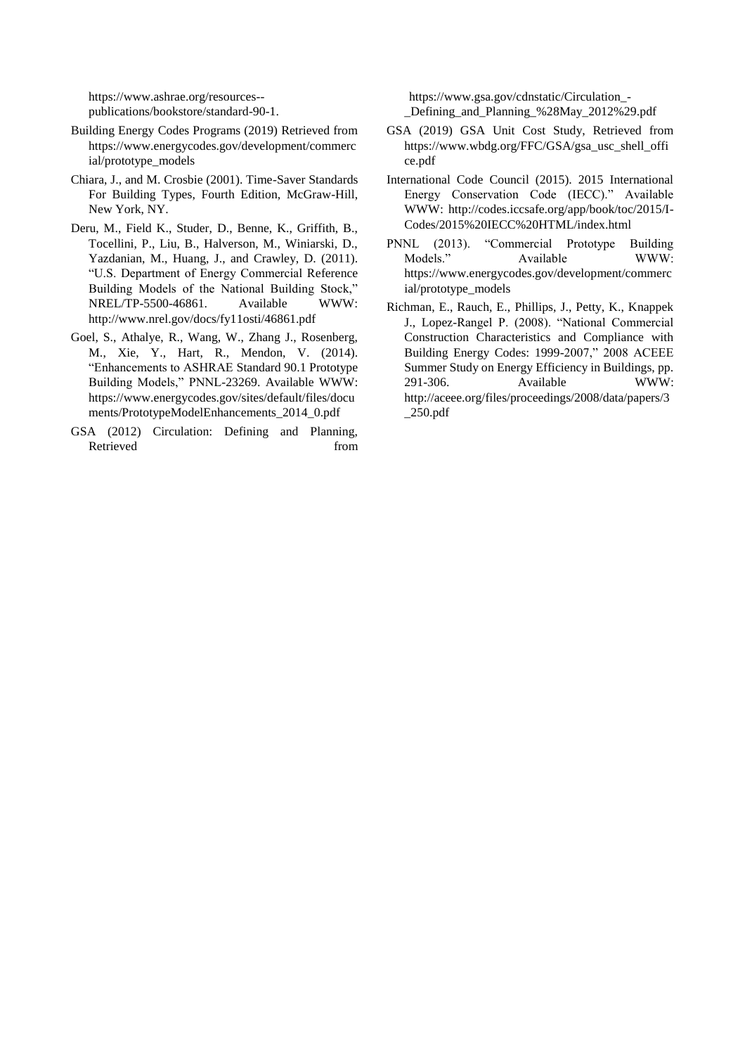https://www.ashrae.org/resources--publications/bookstore/standard-90-1.

Building Energy Codes Programs (2019) Retrieved from https://www.energycodes.gov/development/commercial/prototype_models

Chiara, J., and M. Crosbie (2001). Time-Saver Standards For Building Types, Fourth Edition, McGraw-Hill, New York, NY.

Deru, M., Field K., Studer, D., Benne, K., Griffith, B., Tocellini, P., Liu, B., Halverson, M., Winiarski, D., Yazdanian, M., Huang, J., and Crawley, D. (2011). "U.S. Department of Energy Commercial Reference Building Models of the National Building Stock," NREL/TP-5500-46861. Available WWW: http://www.nrel.gov/docs/fy11osti/46861.pdf

Goel, S., Athalye, R., Wang, W., Zhang J., Rosenberg, M., Xie, Y., Hart, R., Mendon, V. (2014). "Enhancements to ASHRAE Standard 90.1 Prototype Building Models," PNNL-23269. Available WWW: https://www.energycodes.gov/sites/default/files/documents/PrototypeModelEnhancements_2014_0.pdf

GSA (2012) Circulation: Defining and Planning, Retrieved from https://www.gsa.gov/cdnstatic/Circulation_-_Defining_and_Planning_%28May_2012%29.pdf

GSA (2019) GSA Unit Cost Study, Retrieved from https://www.wbdg.org/FFC/GSA/gsa_usc_shell_office.pdf

International Code Council (2015). 2015 International Energy Conservation Code (IECC)." Available WWW: http://codes.iccsafe.org/app/book/toc/2015/I-Codes/2015%20IECC%20HTML/index.html

PNNL (2013). "Commercial Prototype Building Models." Available WWW: https://www.energycodes.gov/development/commercial/prototype_models

Richman, E., Rauch, E., Phillips, J., Petty, K., Knappek J., Lopez-Rangel P. (2008). "National Commercial Construction Characteristics and Compliance with Building Energy Codes: 1999-2007," 2008 ACEEE Summer Study on Energy Efficiency in Buildings, pp. 291-306. Available WWW: http://aceee.org/files/proceedings/2008/data/papers/3_250.pdf